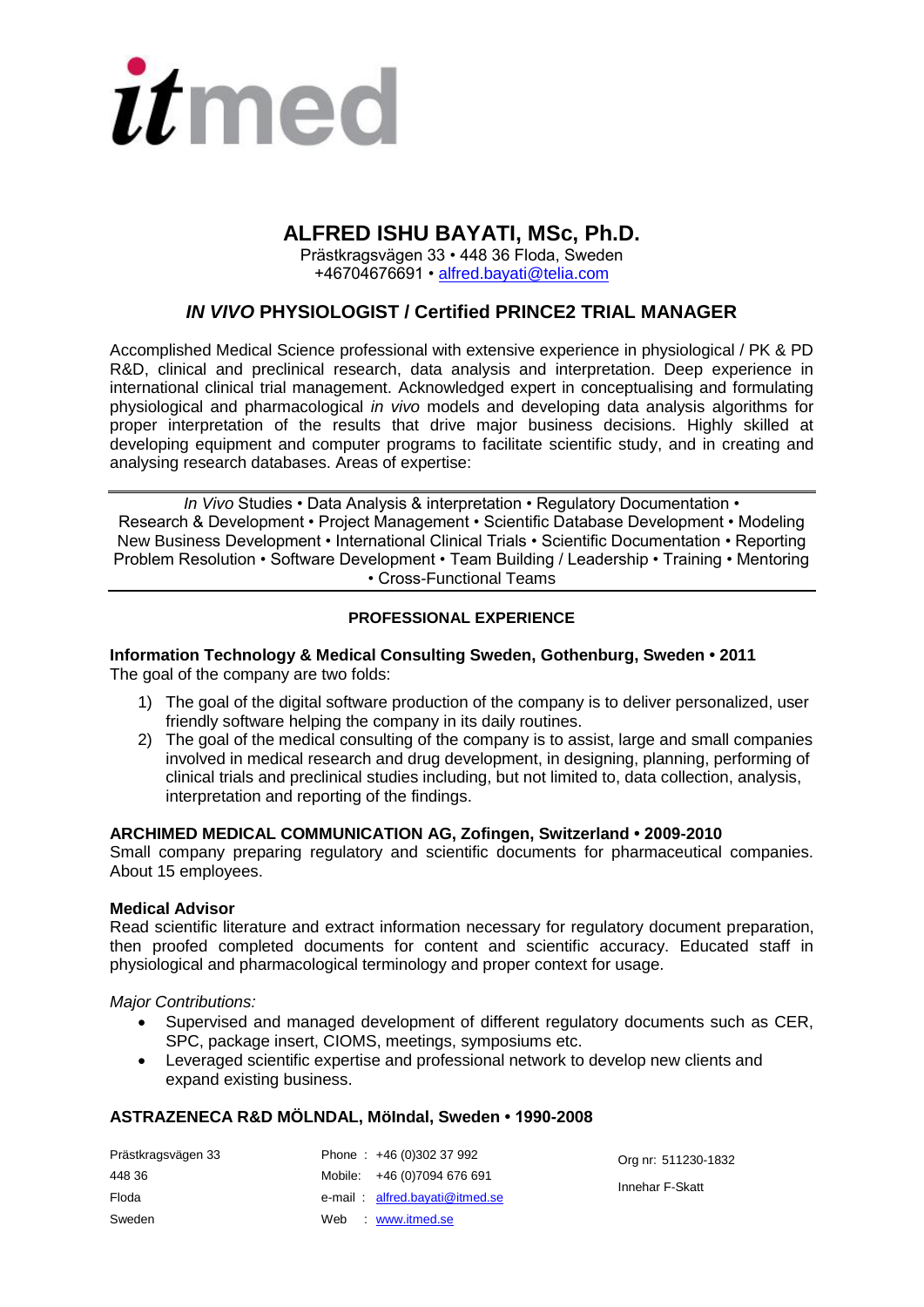# ALFRED ISHU BAYATI, MSc, Ph.D.

Prästkragsvägen 33 • 448 36 Floda, Sweden
+46704676691 • alfred.bayati@telia.com

## *IN VIVO* PHYSIOLOGIST / Certified PRINCE2 TRIAL MANAGER

Accomplished Medical Science professional with extensive experience in physiological / PK & PD R&D, clinical and preclinical research, data analysis and interpretation. Deep experience in international clinical trial management. Acknowledged expert in conceptualising and formulating physiological and pharmacological *in vivo* models and developing data analysis algorithms for proper interpretation of the results that drive major business decisions. Highly skilled at developing equipment and computer programs to facilitate scientific study, and in creating and analysing research databases. Areas of expertise:

---

*In Vivo* Studies • Data Analysis & interpretation • Regulatory Documentation • Research & Development • Project Management • Scientific Database Development • Modeling New Business Development • International Clinical Trials • Scientific Documentation • Reporting Problem Resolution • Software Development • Team Building / Leadership • Training • Mentoring • Cross-Functional Teams

---

### PROFESSIONAL EXPERIENCE

**Information Technology & Medical Consulting Sweden, Gothenburg, Sweden • 2011**
The goal of the company are two folds:

1) The goal of the digital software production of the company is to deliver personalized, user friendly software helping the company in its daily routines.
2) The goal of the medical consulting of the company is to assist, large and small companies involved in medical research and drug development, in designing, performing of clinical trials and preclinical studies including, but not limited to, data collection, analysis, interpretation and reporting of the findings.

**ARCHIMED MEDICAL COMMUNICATION AG, Zofingen, Switzerland • 2009-2010**
Small company preparing regulatory and scientific documents for pharmaceutical companies. About 15 employees.

**Medical Advisor**
Read scientific literature and extract information necessary for regulatory document preparation, then proofed completed documents for content and scientific accuracy. Educated staff in physiological and pharmacological terminology and proper context for usage.

*Major Contributions:*

- Supervised and managed development of different regulatory documents such as CER, SPC, package insert, CIOMS, meetings, symposiums etc.
- Leveraged scientific expertise and professional network to develop new clients and expand existing business.

**ASTRAZENECA R&D MÖLNDAL, Mölndal, Sweden • 1990-2008**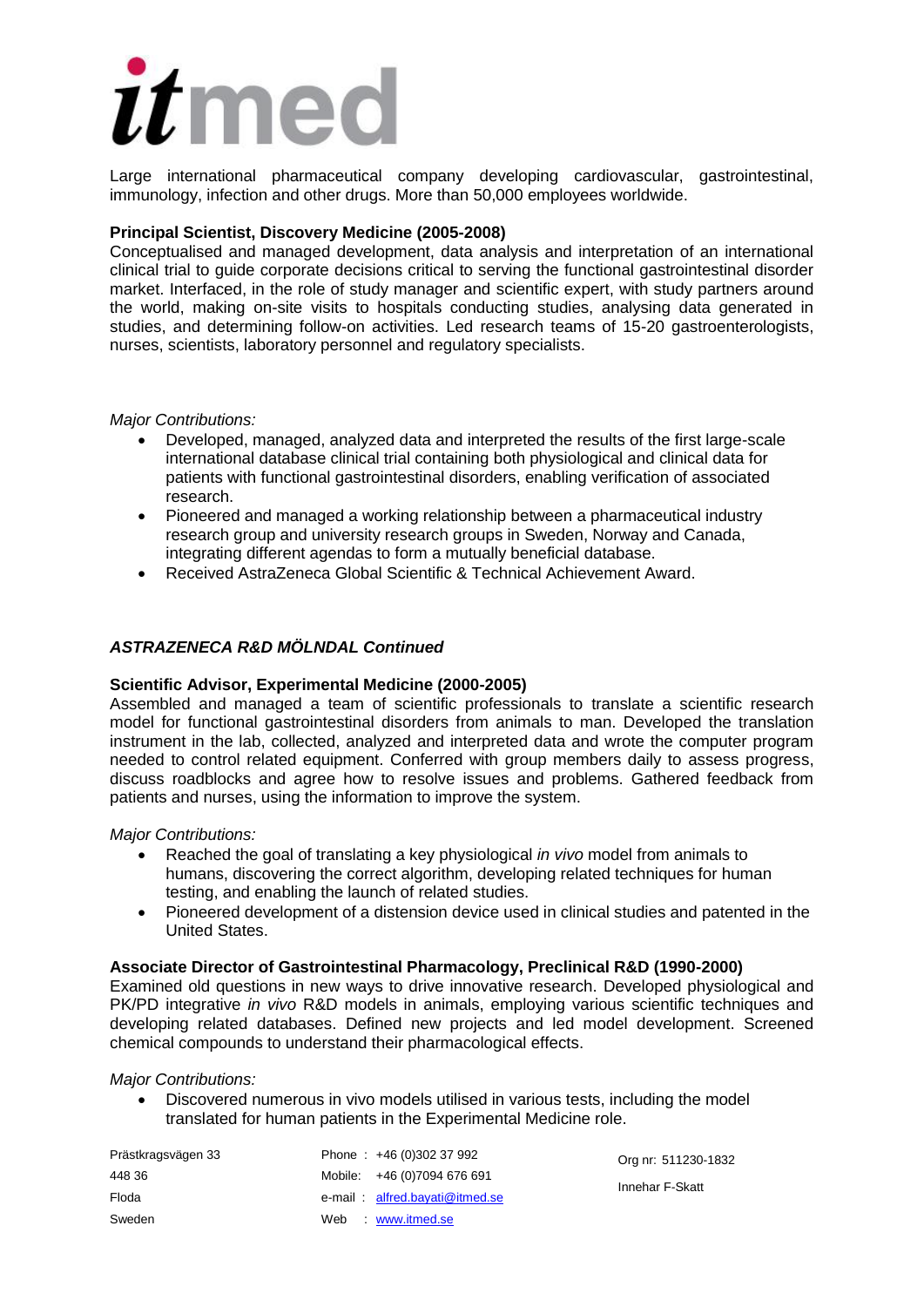Large international pharmaceutical company developing cardiovascular, gastrointestinal, immunology, infection and other drugs. More than 50,000 employees worldwide.

**Principal Scientist, Discovery Medicine (2005-2008)**
Conceptualised and managed development, data analysis and interpretation of an international clinical trial to guide corporate decisions critical to serving the functional gastrointestinal disorder market. Interfaced, in the role of study manager and scientific expert, with study partners around the world, making on-site visits to hospitals conducting studies, analysing data generated in studies, and determining follow-on activities. Led research teams of 15-20 gastroenterologists, nurses, scientists, laboratory personnel and regulatory specialists.

*Major Contributions:*

- Developed, managed, analyzed data and interpreted the results of the first large-scale international database clinical trial containing both physiological and clinical data for patients with functional gastrointestinal disorders, enabling verification of associated research.
- Pioneered and managed a working relationship between a pharmaceutical industry research group and university research groups in Sweden, Norway and Canada, integrating different agendas to form a mutually beneficial database.
- Received AstraZeneca Global Scientific & Technical Achievement Award.

***ASTRAZENECA R&D MÖLNDAL Continued***

**Scientific Advisor, Experimental Medicine (2000-2005)**
Assembled and managed a team of scientific professionals to translate a scientific research model for functional gastrointestinal disorders from animals to man. Developed the translation instrument in the lab, collected, analyzed and interpreted data and wrote the computer program needed to control related equipment. Conferred with group members daily to assess progress, discuss roadblocks and agree how to resolve issues and problems. Gathered feedback from patients and nurses, using the information to improve the system.

*Major Contributions:*

- Reached the goal of translating a key physiological *in vivo* model from animals to humans, discovering the correct algorithm, developing related techniques for human testing, and enabling the launch of related studies.
- Pioneered development of a distension device used in clinical studies and patented in the United States.

**Associate Director of Gastrointestinal Pharmacology, Preclinical R&D (1990-2000)**
Examined old questions in new ways to drive innovative research. Developed physiological and PK/PD integrative *in vivo* R&D models in animals, employing various scientific techniques and developing related databases. Defined new projects and led model development. Screened chemical compounds to understand their pharmacological effects.

*Major Contributions:*

- Discovered numerous in vivo models utilised in various tests, including the model translated for human patients in the Experimental Medicine role.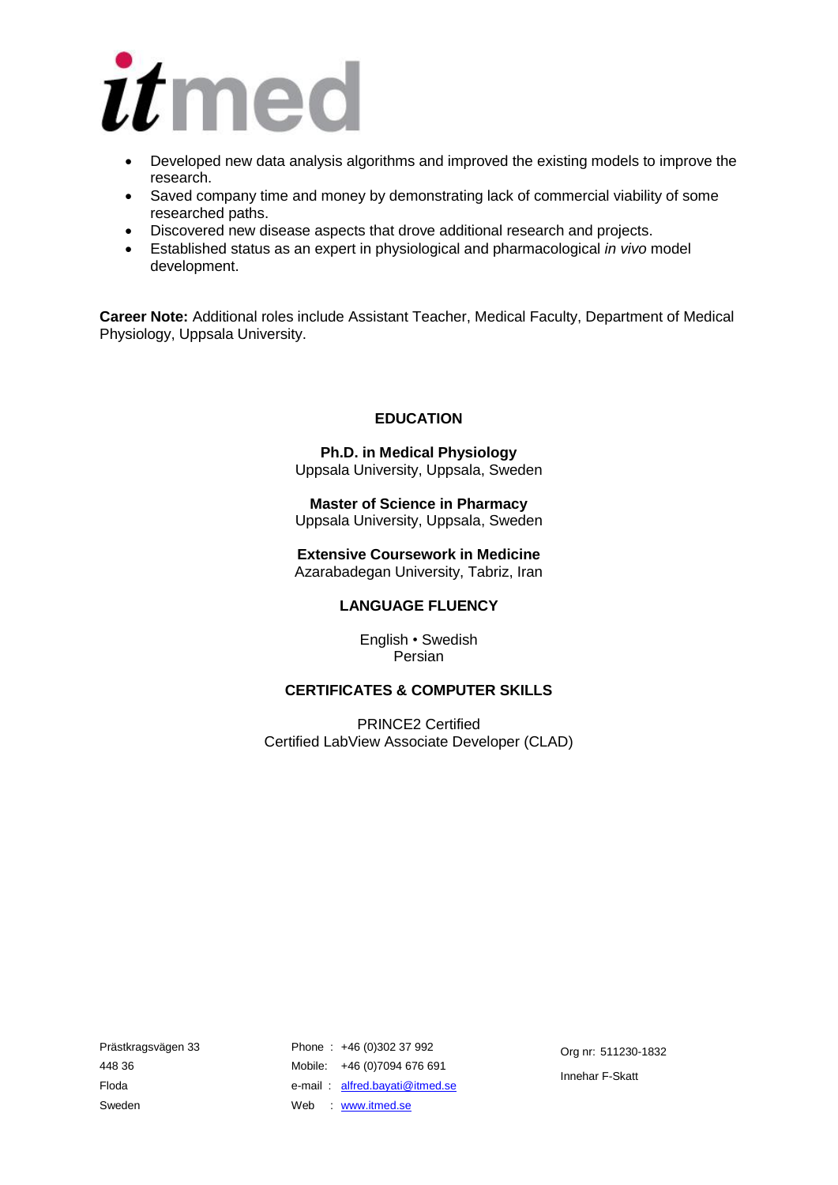- Developed new data analysis algorithms and improved the existing models to improve the research.
- Saved company time and money by demonstrating lack of commercial viability of some researched paths.
- Discovered new disease aspects that drove additional research and projects.
- Established status as an expert in physiological and pharmacological *in vivo* model development.

**Career Note:** Additional roles include Assistant Teacher, Medical Faculty, Department of Medical Physiology, Uppsala University.

## EDUCATION

**Ph.D. in Medical Physiology**
Uppsala University, Uppsala, Sweden

**Master of Science in Pharmacy**
Uppsala University, Uppsala, Sweden

**Extensive Coursework in Medicine**
Azarabadegan University, Tabriz, Iran

## LANGUAGE FLUENCY

English • Swedish
Persian

## CERTIFICATES & COMPUTER SKILLS

PRINCE2 Certified
Certified LabView Associate Developer (CLAD)

Prästkragsvägen 33
448 36
Floda
Sweden

Phone : +46 (0)302 37 992
Mobile: +46 (0)7094 676 691
e-mail : alfred.bayati@itmed.se
Web : www.itmed.se

Org nr: 511230-1832
Innehar F-Skatt